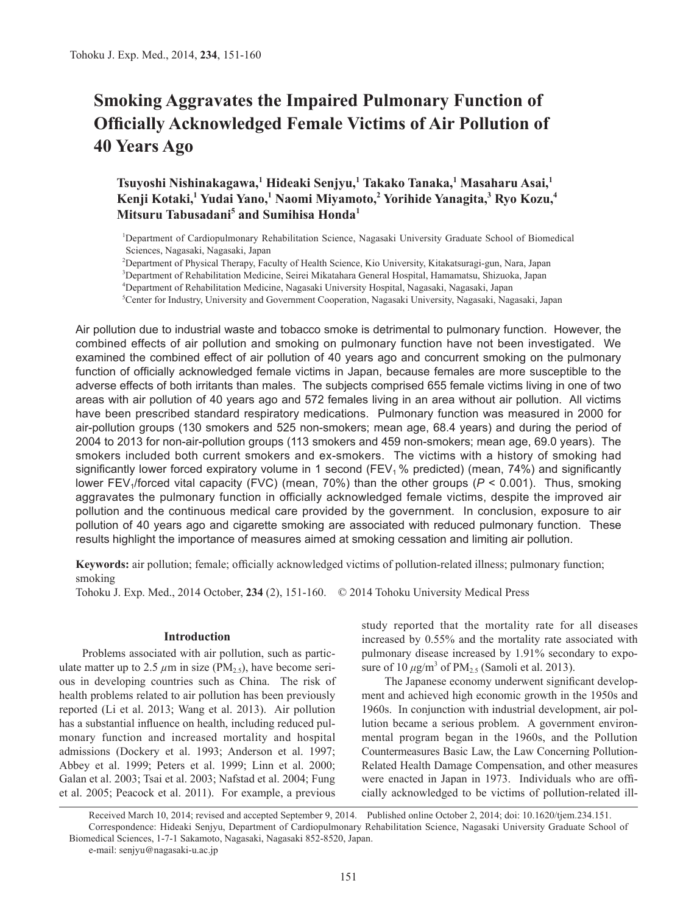# Smoking Aggravates the Impaired Pulmonary Function of Officially Acknowledged Female Victims of Air Pollution of 40 Years Ago

**Tsuyoshi Nishinakagawa,[1] Hideaki Senjyu,[1] Takako Tanaka,[1] Masaharu Asai,[1] Kenji Kotaki,[1] Yudai Yano,[1] Naomi Miyamoto,[2] Yorihide Yanagita,[3] Ryo Kozu,[4] Mitsuru Tabusadani[5] and Sumihisa Honda[1]**

[1]Department of Cardiopulmonary Rehabilitation Science, Nagasaki University Graduate School of Biomedical Sciences, Nagasaki, Nagasaki, Japan

[2]Department of Physical Therapy, Faculty of Health Science, Kio University, Kitakatsuragi-gun, Nara, Japan

[3]Department of Rehabilitation Medicine, Seirei Mikatahara General Hospital, Hamamatsu, Shizuoka, Japan

[4]Department of Rehabilitation Medicine, Nagasaki University Hospital, Nagasaki, Nagasaki, Japan

[5]Center for Industry, University and Government Cooperation, Nagasaki University, Nagasaki, Nagasaki, Japan

Air pollution due to industrial waste and tobacco smoke is detrimental to pulmonary function. However, the combined effects of air pollution and smoking on pulmonary function have not been investigated. We examined the combined effect of air pollution of 40 years ago and concurrent smoking on the pulmonary function of officially acknowledged female victims in Japan, because females are more susceptible to the adverse effects of both irritants than males. The subjects comprised 655 female victims living in one of two areas with air pollution of 40 years ago and 572 females living in an area without air pollution. All victims have been prescribed standard respiratory medications. Pulmonary function was measured in 2000 for air-pollution groups (130 smokers and 525 non-smokers; mean age, 68.4 years) and during the period of 2004 to 2013 for non-air-pollution groups (113 smokers and 459 non-smokers; mean age, 69.0 years). The smokers included both current smokers and ex-smokers. The victims with a history of smoking had significantly lower forced expiratory volume in 1 second ($FEV_1$ % predicted) (mean, 74%) and significantly lower $FEV_1$/forced vital capacity (FVC) (mean, 70%) than the other groups ($P < 0.001$). Thus, smoking aggravates the pulmonary function in officially acknowledged female victims, despite the improved air pollution and the continuous medical care provided by the government. In conclusion, exposure to air pollution of 40 years ago and cigarette smoking are associated with reduced pulmonary function. These results highlight the importance of measures aimed at smoking cessation and limiting air pollution.

**Keywords:** air pollution; female; officially acknowledged victims of pollution-related illness; pulmonary function; smoking

Tohoku J. Exp. Med., 2014 October, **234** (2), 151-160. © 2014 Tohoku University Medical Press

## Introduction

Problems associated with air pollution, such as particulate matter up to 2.5 $\mu$m in size ($PM_{2.5}$), have become serious in developing countries such as China. The risk of health problems related to air pollution has been previously reported (Li et al. 2013; Wang et al. 2013). Air pollution has a substantial influence on health, including reduced pulmonary function and increased mortality and hospital admissions (Dockery et al. 1993; Anderson et al. 1997; Abbey et al. 1999; Peters et al. 1999; Linn et al. 2000; Galan et al. 2003; Tsai et al. 2003; Nafstad et al. 2004; Fung et al. 2005; Peacock et al. 2011). For example, a previous study reported that the mortality rate for all diseases increased by 0.55% and the mortality rate associated with pulmonary disease increased by 1.91% secondary to exposure of 10 $\mu g/m^3$ of $PM_{2.5}$ (Samoli et al. 2013).

The Japanese economy underwent significant development and achieved high economic growth in the 1950s and 1960s. In conjunction with industrial development, air pollution became a serious problem. A government environmental program began in the 1960s, and the Pollution Countermeasures Basic Law, the Law Concerning Pollution-Related Health Damage Compensation, and other measures were enacted in Japan in 1973. Individuals who are officially acknowledged to be victims of pollution-related ill-

Received March 10, 2014; revised and accepted September 9, 2014. Published online October 2, 2014; doi: 10.1620/tjem.234.151.

Correspondence: Hideaki Senjyu, Department of Cardiopulmonary Rehabilitation Science, Nagasaki University Graduate School of Biomedical Sciences, 1-7-1 Sakamoto, Nagasaki, Nagasaki 852-8520, Japan.

e-mail: senjyu@nagasaki-u.ac.jp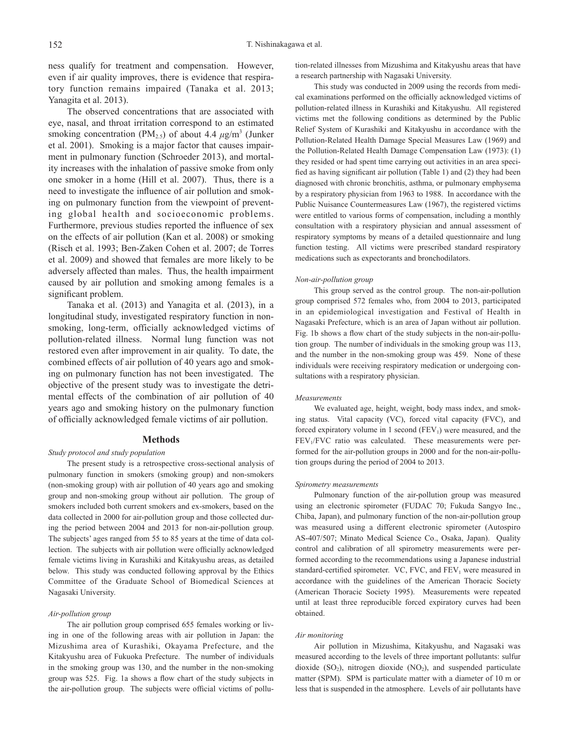ness qualify for treatment and compensation. However, even if air quality improves, there is evidence that respiratory function remains impaired (Tanaka et al. 2013; Yanagita et al. 2013).

The observed concentrations that are associated with eye, nasal, and throat irritation correspond to an estimated smoking concentration ($PM_{2.5}$) of about 4.4 $\mu$g/$m^3$ (Junker et al. 2001). Smoking is a major factor that causes impairment in pulmonary function (Schroeder 2013), and mortality increases with the inhalation of passive smoke from only one smoker in a home (Hill et al. 2007). Thus, there is a need to investigate the influence of air pollution and smoking on pulmonary function from the viewpoint of preventing global health and socioeconomic problems. Furthermore, previous studies reported the influence of sex on the effects of air pollution (Kan et al. 2008) or smoking (Risch et al. 1993; Ben-Zaken Cohen et al. 2007; de Torres et al. 2009) and showed that females are more likely to be adversely affected than males. Thus, the health impairment caused by air pollution and smoking among females is a significant problem.

Tanaka et al. (2013) and Yanagita et al. (2013), in a longitudinal study, investigated respiratory function in nonsmoking, long-term, officially acknowledged victims of pollution-related illness. Normal lung function was not restored even after improvement in air quality. To date, the combined effects of air pollution of 40 years ago and smoking on pulmonary function has not been investigated. The objective of the present study was to investigate the detrimental effects of the combination of air pollution of 40 years ago and smoking history on the pulmonary function of officially acknowledged female victims of air pollution.

## Methods

*Study protocol and study population*

The present study is a retrospective cross-sectional analysis of pulmonary function in smokers (smoking group) and non-smokers (non-smoking group) with air pollution of 40 years ago and smoking group and non-smoking group without air pollution. The group of smokers included both current smokers and ex-smokers, based on the data collected in 2000 for air-pollution group and those collected during the period between 2004 and 2013 for non-air-pollution group. The subjects' ages ranged from 55 to 85 years at the time of data collection. The subjects with air pollution were officially acknowledged female victims living in Kurashiki and Kitakyushu areas, as detailed below. This study was conducted following approval by the Ethics Committee of the Graduate School of Biomedical Sciences at Nagasaki University.

*Air-pollution group*

The air pollution group comprised 655 females working or living in one of the following areas with air pollution in Japan: the Mizushima area of Kurashiki, Okayama Prefecture, and the Kitakyushu area of Fukuoka Prefecture. The number of individuals in the smoking group was 130, and the number in the non-smoking group was 525. Fig. 1a shows a flow chart of the study subjects in the air-pollution group. The subjects were official victims of pollution-related illnesses from Mizushima and Kitakyushu areas that have a research partnership with Nagasaki University.

This study was conducted in 2009 using the records from medical examinations performed on the officially acknowledged victims of pollution-related illness in Kurashiki and Kitakyushu. All registered victims met the following conditions as determined by the Public Relief System of Kurashiki and Kitakyushu in accordance with the Pollution-Related Health Damage Special Measures Law (1969) and the Pollution-Related Health Damage Compensation Law (1973): (1) they resided or had spent time carrying out activities in an area specified as having significant air pollution (Table 1) and (2) they had been diagnosed with chronic bronchitis, asthma, or pulmonary emphysema by a respiratory physician from 1963 to 1988. In accordance with the Public Nuisance Countermeasures Law (1967), the registered victims were entitled to various forms of compensation, including a monthly consultation with a respiratory physician and annual assessment of respiratory symptoms by means of a detailed questionnaire and lung function testing. All victims were prescribed standard respiratory medications such as expectorants and bronchodilators.

*Non-air-pollution group*

This group served as the control group. The non-air-pollution group comprised 572 females who, from 2004 to 2013, participated in an epidemiological investigation and Festival of Health in Nagasaki Prefecture, which is an area of Japan without air pollution. Fig. 1b shows a flow chart of the study subjects in the non-air-pollution group. The number of individuals in the smoking group was 113, and the number in the non-smoking group was 459. None of these individuals were receiving respiratory medication or undergoing consultations with a respiratory physician.

*Measurements*

We evaluated age, height, weight, body mass index, and smoking status. Vital capacity (VC), forced vital capacity (FVC), and forced expiratory volume in 1 second ($FEV_1$) were measured, and the $FEV_1$/FVC ratio was calculated. These measurements were performed for the air-pollution groups in 2000 and for the non-air-pollution groups during the period of 2004 to 2013.

*Spirometry measurements*

Pulmonary function of the air-pollution group was measured using an electronic spirometer (FUDAC 70; Fukuda Sangyo Inc., Chiba, Japan), and pulmonary function of the non-air-pollution group was measured using a different electronic spirometer (Autospiro AS-407/507; Minato Medical Science Co., Osaka, Japan). Quality control and calibration of all spirometry measurements were performed according to the recommendations using a Japanese industrial standard-certified spirometer. VC, FVC, and $FEV_1$ were measured in accordance with the guidelines of the American Thoracic Society (American Thoracic Society 1995). Measurements were repeated until at least three reproducible forced expiratory curves had been obtained.

*Air monitoring*

Air pollution in Mizushima, Kitakyushu, and Nagasaki was measured according to the levels of three important pollutants: sulfur dioxide ($SO_2$), nitrogen dioxide ($NO_2$), and suspended particulate matter (SPM). SPM is particulate matter with a diameter of 10 m or less that is suspended in the atmosphere. Levels of air pollutants have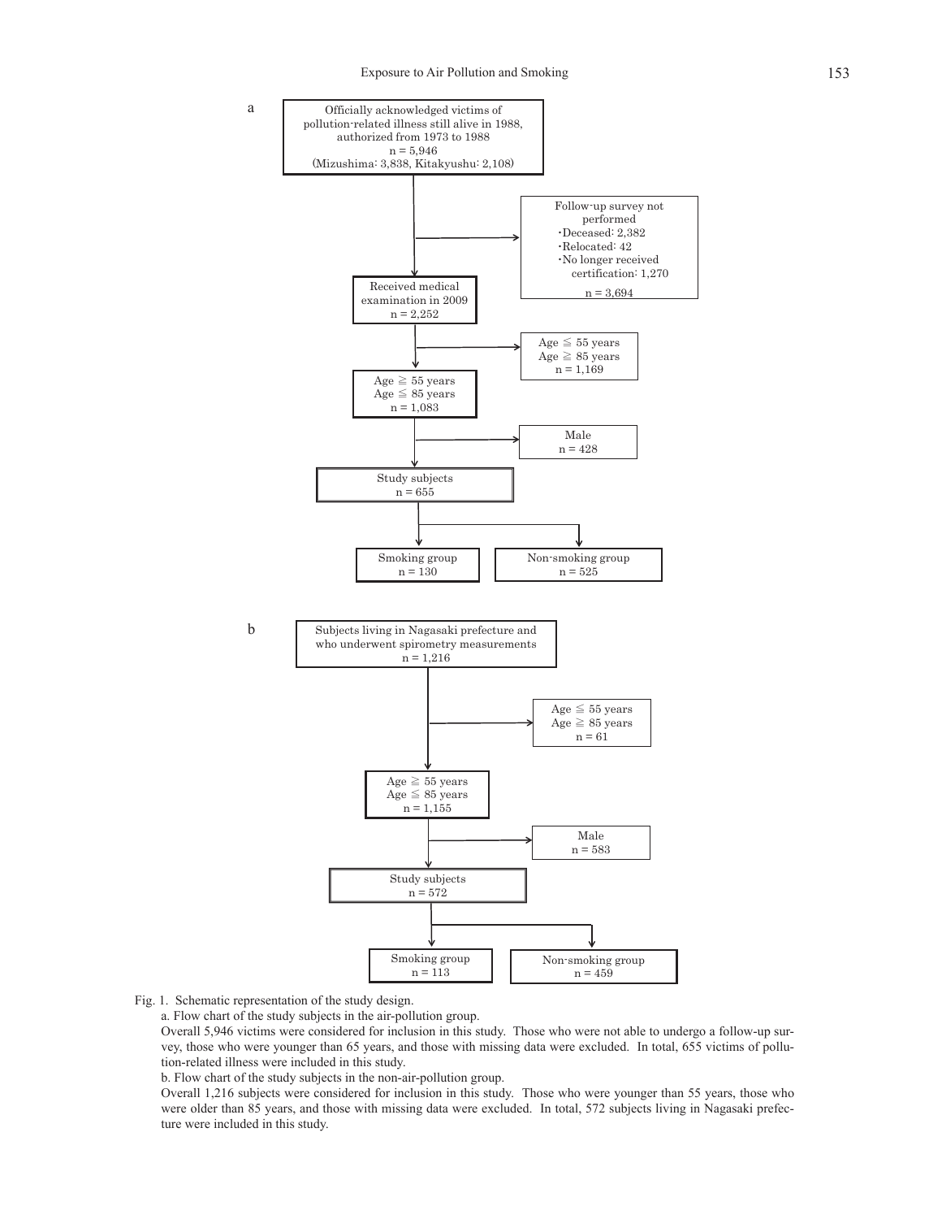a

Officially acknowledged victims of pollution-related illness still alive in 1988, authorized from 1973 to 1988
n = 5,946
(Mizushima: 3,838, Kitakyushu: 2,108)

→ Follow-up survey not performed
・Deceased: 2,382
・Relocated: 42
・No longer received certification: 1,270
n = 3,694

Received medical examination in 2009
n = 2,252

→ Age ≦ 55 years
Age ≧ 85 years
n = 1,169

Age ≧ 55 years
Age ≦ 85 years
n = 1,083

→ Male
n = 428

Study subjects
n = 655

Smoking group
n = 130

Non-smoking group
n = 525

b

Subjects living in Nagasaki prefecture and who underwent spirometry measurements
n = 1,216

→ Age ≦ 55 years
Age ≧ 85 years
n = 61

Age ≧ 55 years
Age ≦ 85 years
n = 1,155

→ Male
n = 583

Study subjects
n = 572

Smoking group
n = 113

Non-smoking group
n = 459

Fig. 1. Schematic representation of the study design.

a. Flow chart of the study subjects in the air-pollution group.

Overall 5,946 victims were considered for inclusion in this study. Those who were not able to undergo a follow-up survey, those who were younger than 65 years, and those with missing data were excluded. In total, 655 victims of pollution-related illness were included in this study.

b. Flow chart of the study subjects in the non-air-pollution group.

Overall 1,216 subjects were considered for inclusion in this study. Those who were younger than 55 years, those who were older than 85 years, and those with missing data were excluded. In total, 572 subjects living in Nagasaki prefecture were included in this study.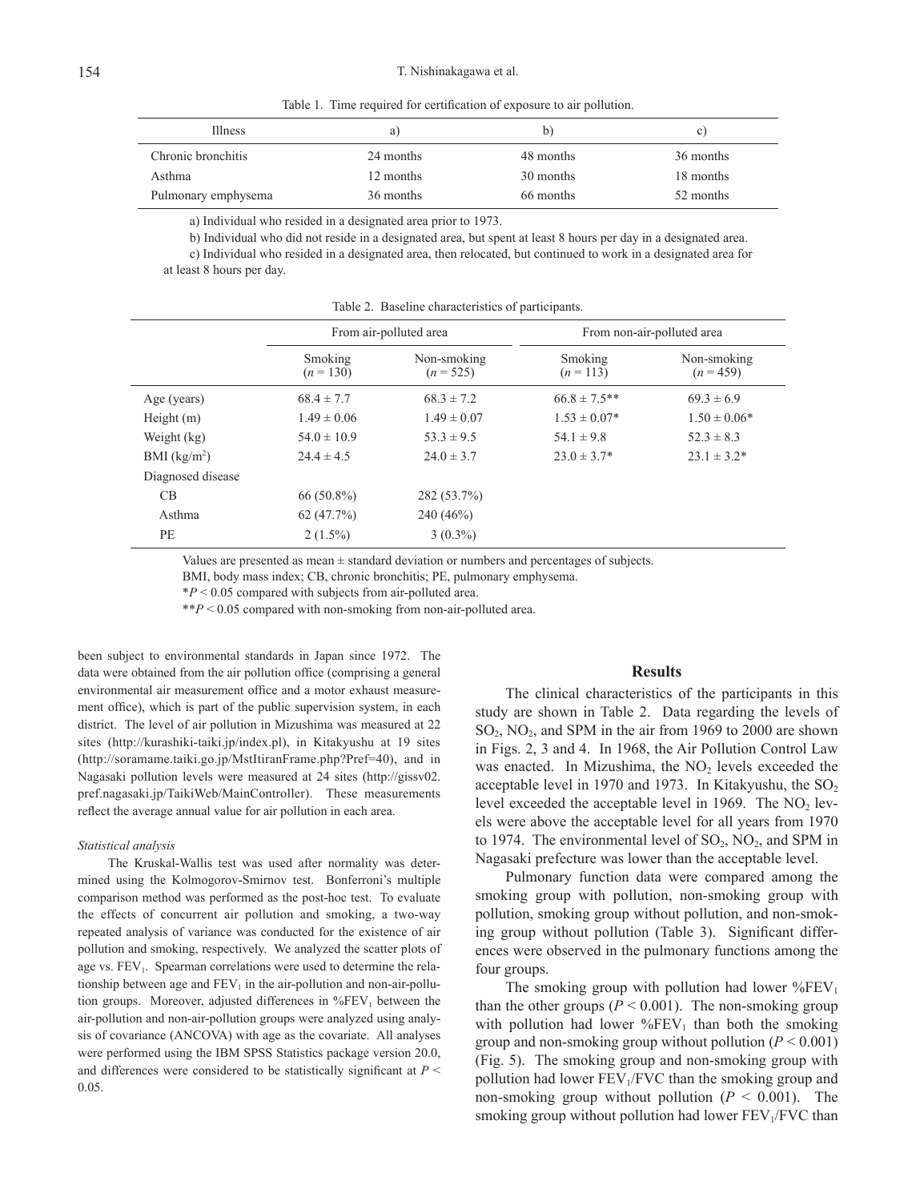Table 1. Time required for certification of exposure to air pollution.

| Illness | a) | b) | c) |
|---|---|---|---|
| Chronic bronchitis | 24 months | 48 months | 36 months |
| Asthma | 12 months | 30 months | 18 months |
| Pulmonary emphysema | 36 months | 66 months | 52 months |

a) Individual who resided in a designated area prior to 1973.

b) Individual who did not reside in a designated area, but spent at least 8 hours per day in a designated area.

c) Individual who resided in a designated area, then relocated, but continued to work in a designated area for at least 8 hours per day.

Table 2. Baseline characteristics of participants.

| | From air-polluted area | | From non-air-polluted area | |
|---|---|---|---|---|
| | Smoking ($n$ = 130) | Non-smoking ($n$ = 525) | Smoking ($n$ = 113) | Non-smoking ($n$ = 459) |
| Age (years) | 68.4 ± 7.7 | 68.3 ± 7.2 | 66.8 ± 7.5** | 69.3 ± 6.9 |
| Height (m) | 1.49 ± 0.06 | 1.49 ± 0.07 | 1.53 ± 0.07* | 1.50 ± 0.06* |
| Weight (kg) | 54.0 ± 10.9 | 53.3 ± 9.5 | 54.1 ± 9.8 | 52.3 ± 8.3 |
| BMI (kg/m$^2$) | 24.4 ± 4.5 | 24.0 ± 3.7 | 23.0 ± 3.7* | 23.1 ± 3.2* |
| Diagnosed disease | | | | |
| CB | 66 (50.8%) | 282 (53.7%) | | |
| Asthma | 62 (47.7%) | 240 (46%) | | |
| PE | 2 (1.5%) | 3 (0.3%) | | |

Values are presented as mean ± standard deviation or numbers and percentages of subjects.

BMI, body mass index; CB, chronic bronchitis; PE, pulmonary emphysema.

*$P$ < 0.05 compared with subjects from air-polluted area.

**$P$ < 0.05 compared with non-smoking from non-air-polluted area.

been subject to environmental standards in Japan since 1972. The data were obtained from the air pollution office (comprising a general environmental air measurement office and a motor exhaust measurement office), which is part of the public supervision system, in each district. The level of air pollution in Mizushima was measured at 22 sites (http://kurashiki-taiki.jp/index.pl), in Kitakyushu at 19 sites (http://soramame.taiki.go.jp/MstItiranFrame.php?Pref=40), and in Nagasaki pollution levels were measured at 24 sites (http://gissv02.pref.nagasaki.jp/TaikiWeb/MainController). These measurements reflect the average annual value for air pollution in each area.

*Statistical analysis*

The Kruskal-Wallis test was used after normality was determined using the Kolmogorov-Smirnov test. Bonferroni's multiple comparison method was performed as the post-hoc test. To evaluate the effects of concurrent air pollution and smoking, a two-way repeated analysis of variance was conducted for the existence of air pollution and smoking, respectively. We analyzed the scatter plots of age vs. $FEV_1$. Spearman correlations were used to determine the relationship between age and $FEV_1$ in the air-pollution and non-air-pollution groups. Moreover, adjusted differences in $\%FEV_1$ between the air-pollution and non-air-pollution groups were analyzed using analysis of covariance (ANCOVA) with age as the covariate. All analyses were performed using the IBM SPSS Statistics package version 20.0, and differences were considered to be statistically significant at $P$ < 0.05.

## Results

The clinical characteristics of the participants in this study are shown in Table 2. Data regarding the levels of $SO_2$, $NO_2$, and SPM in the air from 1969 to 2000 are shown in Figs. 2, 3 and 4. In 1968, the Air Pollution Control Law was enacted. In Mizushima, the $NO_2$ levels exceeded the acceptable level in 1970 and 1973. In Kitakyushu, the $SO_2$ level exceeded the acceptable level in 1969. The $NO_2$ levels were above the acceptable level for all years from 1970 to 1974. The environmental level of $SO_2$, $NO_2$, and SPM in Nagasaki prefecture was lower than the acceptable level.

Pulmonary function data were compared among the smoking group with pollution, non-smoking group with pollution, smoking group without pollution, and non-smoking group without pollution (Table 3). Significant differences were observed in the pulmonary functions among the four groups.

The smoking group with pollution had lower $\%FEV_1$ than the other groups ($P$ < 0.001). The non-smoking group with pollution had lower $\%FEV_1$ than both the smoking group and non-smoking group without pollution ($P$ < 0.001) (Fig. 5). The smoking group and non-smoking group with pollution had lower $FEV_1/FVC$ than the smoking group and non-smoking group without pollution ($P$ < 0.001). The smoking group without pollution had lower $FEV_1/FVC$ than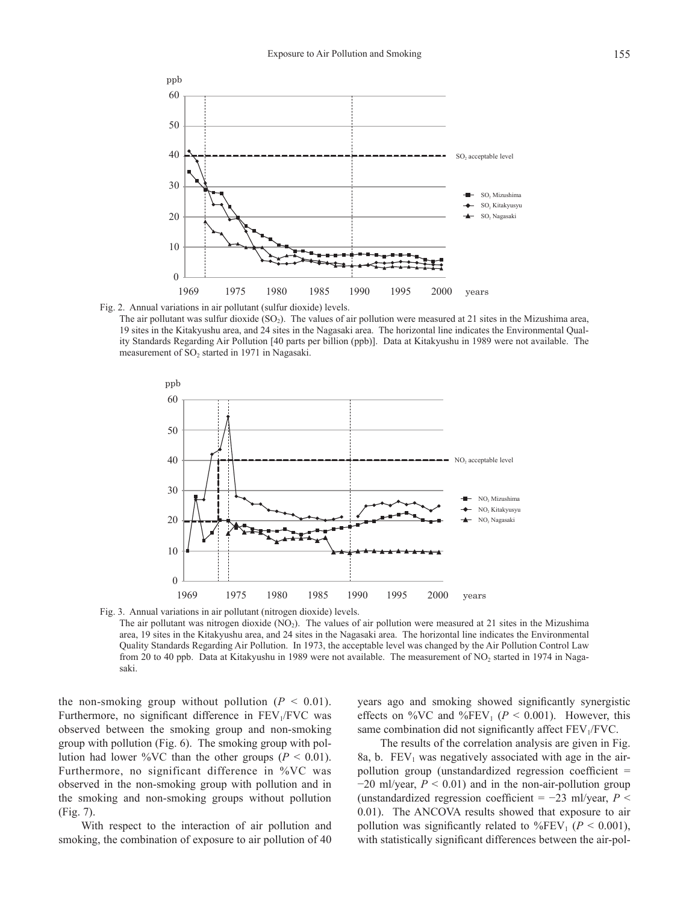Fig. 2. Annual variations in air pollutant (sulfur dioxide) levels.
The air pollutant was sulfur dioxide ($SO_2$). The values of air pollution were measured at 21 sites in the Mizushima area, 19 sites in the Kitakyushu area, and 24 sites in the Nagasaki area. The horizontal line indicates the Environmental Quality Standards Regarding Air Pollution [40 parts per billion (ppb)]. Data at Kitakyushu in 1989 were not available. The measurement of $SO_2$ started in 1971 in Nagasaki.

Fig. 3. Annual variations in air pollutant (nitrogen dioxide) levels.
The air pollutant was nitrogen dioxide ($NO_2$). The values of air pollution were measured at 21 sites in the Mizushima area, 19 sites in the Kitakyushu area, and 24 sites in the Nagasaki area. The horizontal line indicates the Environmental Quality Standards Regarding Air Pollution. In 1973, the acceptable level was changed by the Air Pollution Control Law from 20 to 40 ppb. Data at Kitakyushu in 1989 were not available. The measurement of $NO_2$ started in 1974 in Nagasaki.

the non-smoking group without pollution ($P < 0.01$). Furthermore, no significant difference in $FEV_1/FVC$ was observed between the smoking group and non-smoking group with pollution (Fig. 6). The smoking group with pollution had lower %VC than the other groups ($P < 0.01$). Furthermore, no significant difference in %VC was observed in the non-smoking group with pollution and in the smoking and non-smoking groups without pollution (Fig. 7).

With respect to the interaction of air pollution and smoking, the combination of exposure to air pollution of 40 years ago and smoking showed significantly synergistic effects on %VC and $\%FEV_1$ ($P < 0.001$). However, this same combination did not significantly affect $FEV_1/FVC$.

The results of the correlation analysis are given in Fig. 8a, b. $FEV_1$ was negatively associated with age in the air-pollution group (unstandardized regression coefficient = −20 ml/year, $P < 0.01$) and in the non-air-pollution group (unstandardized regression coefficient = −23 ml/year, $P < 0.01$). The ANCOVA results showed that exposure to air pollution was significantly related to $\%FEV_1$ ($P < 0.001$), with statistically significant differences between the air-pol-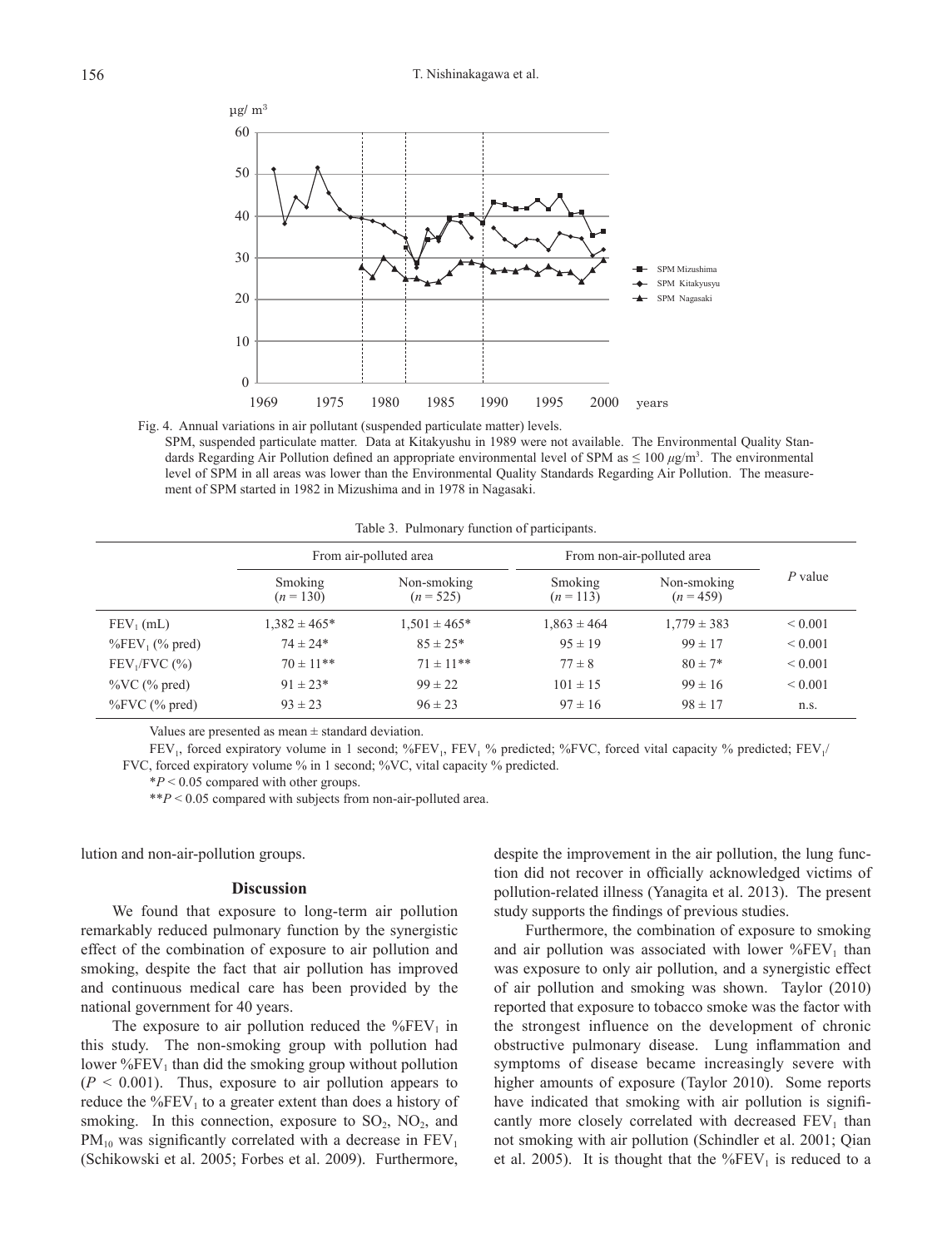Fig. 4. Annual variations in air pollutant (suspended particulate matter) levels.

SPM, suspended particulate matter. Data at Kitakyushu in 1989 were not available. The Environmental Quality Standards Regarding Air Pollution defined an appropriate environmental level of SPM as ≤ 100 $\mu$g/m$^3$. The environmental level of SPM in all areas was lower than the Environmental Quality Standards Regarding Air Pollution. The measurement of SPM started in 1982 in Mizushima and in 1978 in Nagasaki.

Table 3. Pulmonary function of participants.

| | From air-polluted area | | From non-air-polluted area | | *P* value |
|---|---|---|---|---|---|
| | Smoking ($n$ = 130) | Non-smoking ($n$ = 525) | Smoking ($n$ = 113) | Non-smoking ($n$ = 459) | |
| $FEV_1$ (mL) | 1,382 ± 465* | 1,501 ± 465* | 1,863 ± 464 | 1,779 ± 383 | < 0.001 |
| %$FEV_1$ (% pred) | 74 ± 24* | 85 ± 25* | 95 ± 19 | 99 ± 17 | < 0.001 |
| $FEV_1$/FVC (%) | 70 ± 11** | 71 ± 11** | 77 ± 8 | 80 ± 7* | < 0.001 |
| %VC (% pred) | 91 ± 23* | 99 ± 22 | 101 ± 15 | 99 ± 16 | < 0.001 |
| %FVC (% pred) | 93 ± 23 | 96 ± 23 | 97 ± 16 | 98 ± 17 | n.s. |

Values are presented as mean ± standard deviation.

$FEV_1$, forced expiratory volume in 1 second; %$FEV_1$, $FEV_1$ % predicted; %FVC, forced vital capacity % predicted; $FEV_1$/FVC, forced expiratory volume % in 1 second; %VC, vital capacity % predicted.

*$P$ < 0.05 compared with other groups.

**$P$ < 0.05 compared with subjects from non-air-polluted area.

lution and non-air-pollution groups.

## Discussion

We found that exposure to long-term air pollution remarkably reduced pulmonary function by the synergistic effect of the combination of exposure to air pollution and smoking, despite the fact that air pollution has improved and continuous medical care has been provided by the national government for 40 years.

The exposure to air pollution reduced the %$FEV_1$ in this study. The non-smoking group with pollution had lower %$FEV_1$ than did the smoking group without pollution ($P$ < 0.001). Thus, exposure to air pollution appears to reduce the %$FEV_1$ to a greater extent than does a history of smoking. In this connection, exposure to $SO_2$, $NO_2$, and $PM_{10}$ was significantly correlated with a decrease in $FEV_1$ (Schikowski et al. 2005; Forbes et al. 2009). Furthermore, despite the improvement in the air pollution, the lung function did not recover in officially acknowledged victims of pollution-related illness (Yanagita et al. 2013). The present study supports the findings of previous studies.

Furthermore, the combination of exposure to smoking and air pollution was associated with lower %$FEV_1$ than was exposure to only air pollution, and a synergistic effect of air pollution and smoking was shown. Taylor (2010) reported that exposure to tobacco smoke was the factor with the strongest influence on the development of chronic obstructive pulmonary disease. Lung inflammation and symptoms of disease became increasingly severe with higher amounts of exposure (Taylor 2010). Some reports have indicated that smoking with air pollution is significantly more closely correlated with decreased $FEV_1$ than not smoking with air pollution (Schindler et al. 2001; Qian et al. 2005). It is thought that the %$FEV_1$ is reduced to a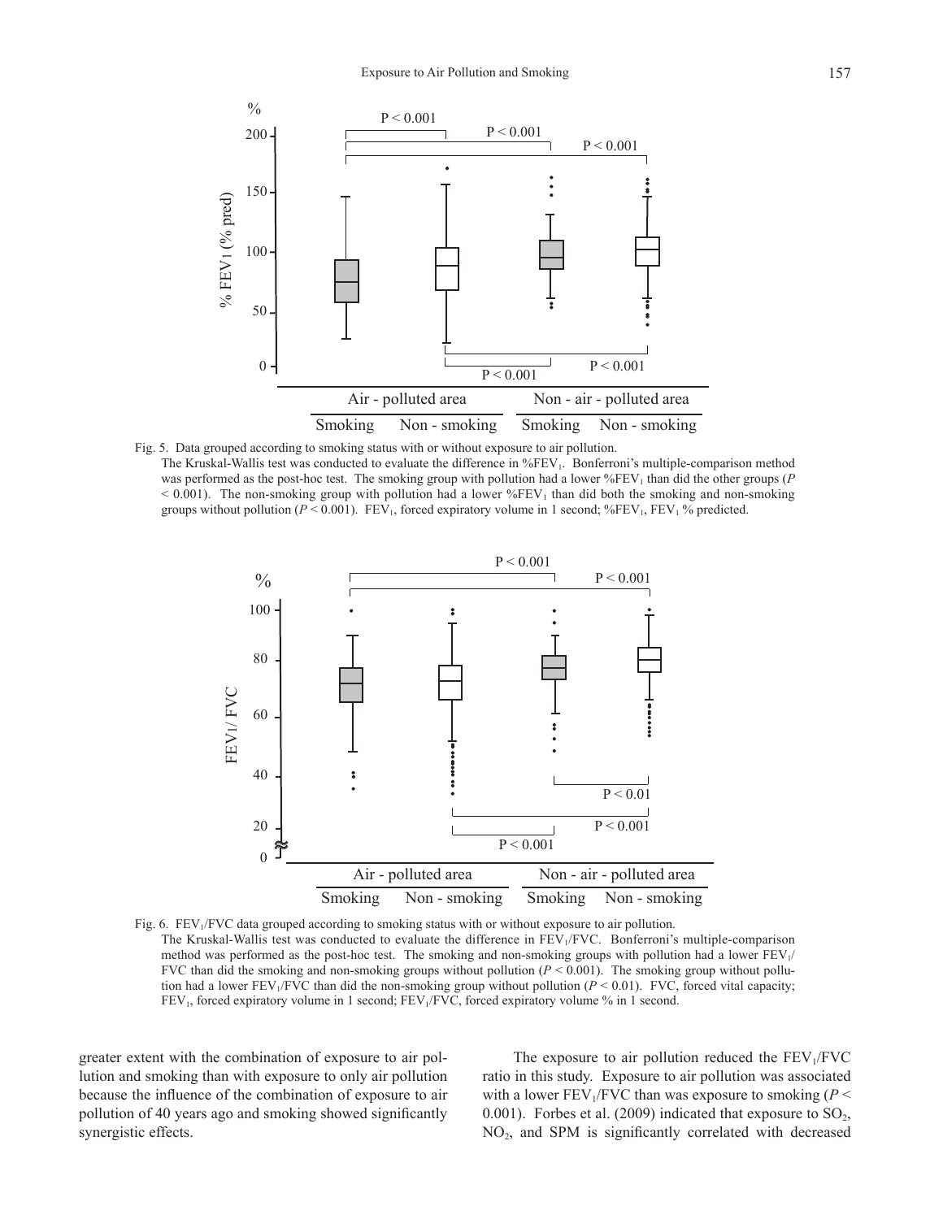Fig. 5. Data grouped according to smoking status with or without exposure to air pollution.
The Kruskal-Wallis test was conducted to evaluate the difference in $\%FEV_1$. Bonferroni's multiple-comparison method was performed as the post-hoc test. The smoking group with pollution had a lower $\%FEV_1$ than did the other groups ($P < 0.001$). The non-smoking group with pollution had a lower $\%FEV_1$ than did both the smoking and non-smoking groups without pollution ($P < 0.001$). $FEV_1$, forced expiratory volume in 1 second; $\%FEV_1$, $FEV_1$ % predicted.

Fig. 6. $FEV_1/FVC$ data grouped according to smoking status with or without exposure to air pollution.
The Kruskal-Wallis test was conducted to evaluate the difference in $FEV_1/FVC$. Bonferroni's multiple-comparison method was performed as the post-hoc test. The smoking and non-smoking groups with pollution had a lower $FEV_1/FVC$ than did the smoking and non-smoking groups without pollution ($P < 0.001$). The smoking group without pollution had a lower $FEV_1/FVC$ than did the non-smoking group without pollution ($P < 0.01$). FVC, forced vital capacity; $FEV_1$, forced expiratory volume in 1 second; $FEV_1/FVC$, forced expiratory volume % in 1 second.

greater extent with the combination of exposure to air pollution and smoking than with exposure to only air pollution because the influence of the combination of exposure to air pollution of 40 years ago and smoking showed significantly synergistic effects.

The exposure to air pollution reduced the $FEV_1/FVC$ ratio in this study. Exposure to air pollution was associated with a lower $FEV_1/FVC$ than was exposure to smoking ($P < 0.001$). Forbes et al. (2009) indicated that exposure to $SO_2$, $NO_2$, and SPM is significantly correlated with decreased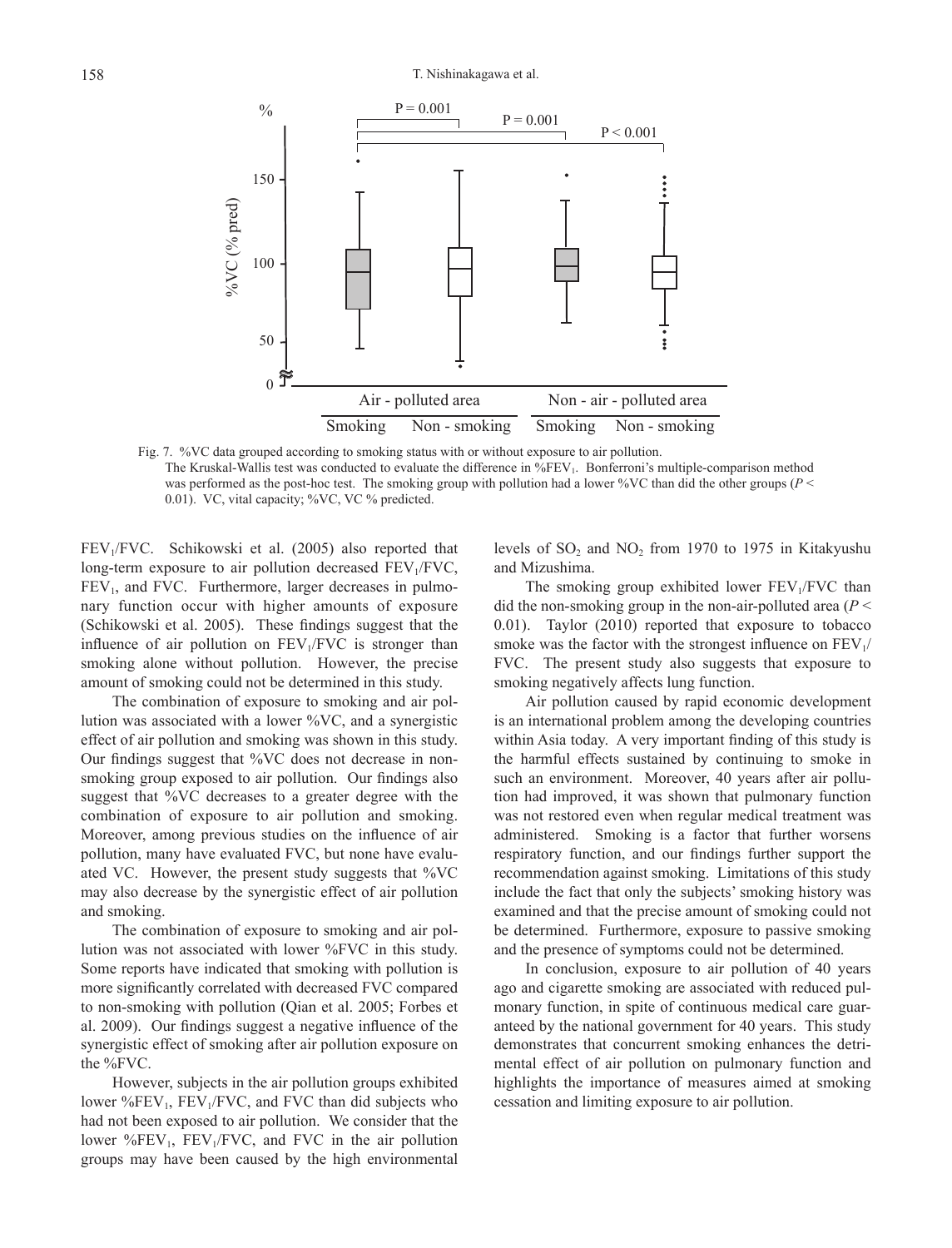Fig. 7. %VC data grouped according to smoking status with or without exposure to air pollution.
The Kruskal-Wallis test was conducted to evaluate the difference in $\%FEV_1$. Bonferroni's multiple-comparison method was performed as the post-hoc test. The smoking group with pollution had a lower %VC than did the other groups ($P < 0.01$). VC, vital capacity; %VC, VC % predicted.

$FEV_1/FVC$. Schikowski et al. (2005) also reported that long-term exposure to air pollution decreased $FEV_1/FVC$, $FEV_1$, and FVC. Furthermore, larger decreases in pulmonary function occur with higher amounts of exposure (Schikowski et al. 2005). These findings suggest that the influence of air pollution on $FEV_1/FVC$ is stronger than smoking alone without pollution. However, the precise amount of smoking could not be determined in this study.

The combination of exposure to smoking and air pollution was associated with a lower %VC, and a synergistic effect of air pollution and smoking was shown in this study. Our findings suggest that %VC does not decrease in non-smoking group exposed to air pollution. Our findings also suggest that %VC decreases to a greater degree with the combination of exposure to air pollution and smoking. Moreover, among previous studies on the influence of air pollution, many have evaluated FVC, but none have evaluated VC. However, the present study suggests that %VC may also decrease by the synergistic effect of air pollution and smoking.

The combination of exposure to smoking and air pollution was not associated with lower %FVC in this study. Some reports have indicated that smoking with pollution is more significantly correlated with decreased FVC compared to non-smoking with pollution (Qian et al. 2005; Forbes et al. 2009). Our findings suggest a negative influence of the synergistic effect of smoking after air pollution exposure on the %FVC.

However, subjects in the air pollution groups exhibited lower $\%FEV_1$, $FEV_1/FVC$, and FVC than did subjects who had not been exposed to air pollution. We consider that the lower $\%FEV_1$, $FEV_1/FVC$, and FVC in the air pollution groups may have been caused by the high environmental levels of $SO_2$ and $NO_2$ from 1970 to 1975 in Kitakyushu and Mizushima.

The smoking group exhibited lower $FEV_1/FVC$ than did the non-smoking group in the non-air-polluted area ($P < 0.01$). Taylor (2010) reported that exposure to tobacco smoke was the factor with the strongest influence on $FEV_1/FVC$. The present study also suggests that exposure to smoking negatively affects lung function.

Air pollution caused by rapid economic development is an international problem among the developing countries within Asia today. A very important finding of this study is the harmful effects sustained by continuing to smoke in such an environment. Moreover, 40 years after air pollution had improved, it was shown that pulmonary function was not restored even when regular medical treatment was administered. Smoking is a factor that further worsens respiratory function, and our findings further support the recommendation against smoking. Limitations of this study include the fact that only the subjects' smoking history was examined and that the precise amount of smoking could not be determined. Furthermore, exposure to passive smoking and the presence of symptoms could not be determined.

In conclusion, exposure to air pollution of 40 years ago and cigarette smoking are associated with reduced pulmonary function, in spite of continuous medical care guaranteed by the national government for 40 years. This study demonstrates that concurrent smoking enhances the detrimental effect of air pollution on pulmonary function and highlights the importance of measures aimed at smoking cessation and limiting exposure to air pollution.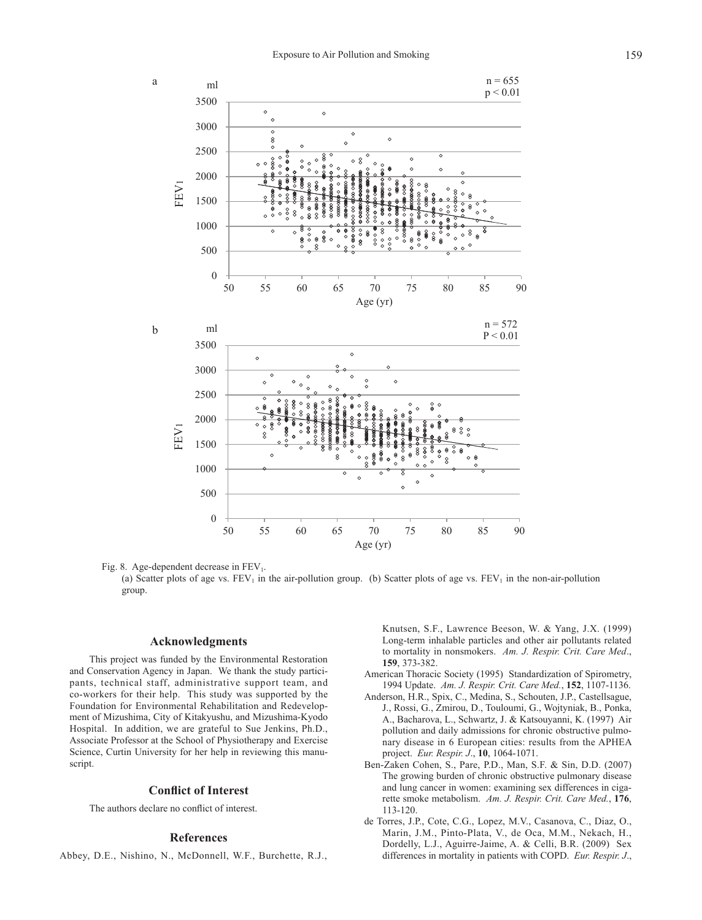Fig. 8. Age-dependent decrease in $FEV_1$.

(a) Scatter plots of age vs. $FEV_1$ in the air-pollution group. (b) Scatter plots of age vs. $FEV_1$ in the non-air-pollution group.

## Acknowledgments

This project was funded by the Environmental Restoration and Conservation Agency in Japan. We thank the study participants, technical staff, administrative support team, and co-workers for their help. This study was supported by the Foundation for Environmental Rehabilitation and Redevelopment of Mizushima, City of Kitakyushu, and Mizushima-Kyodo Hospital. In addition, we are grateful to Sue Jenkins, Ph.D., Associate Professor at the School of Physiotherapy and Exercise Science, Curtin University for her help in reviewing this manuscript.

## Conflict of Interest

The authors declare no conflict of interest.

## References

Abbey, D.E., Nishino, N., McDonnell, W.F., Burchette, R.J., Knutsen, S.F., Lawrence Beeson, W. & Yang, J.X. (1999) Long-term inhalable particles and other air pollutants related to mortality in nonsmokers. *Am. J. Respir. Crit. Care Med*., **159**, 373-382.

American Thoracic Society (1995) Standardization of Spirometry, 1994 Update. *Am. J. Respir. Crit. Care Med.*, **152**, 1107-1136.

Anderson, H.R., Spix, C., Medina, S., Schouten, J.P., Castellsague, J., Rossi, G., Zmirou, D., Touloumi, G., Wojtyniak, B., Ponka, A., Bacharova, L., Schwartz, J. & Katsouyanni, K. (1997) Air pollution and daily admissions for chronic obstructive pulmonary disease in 6 European cities: results from the APHEA project. *Eur. Respir. J*., **10**, 1064-1071.

Ben-Zaken Cohen, S., Pare, P.D., Man, S.F. & Sin, D.D. (2007) The growing burden of chronic obstructive pulmonary disease and lung cancer in women: examining sex differences in cigarette smoke metabolism. *Am. J. Respir. Crit. Care Med.*, **176**, 113-120.

de Torres, J.P., Cote, C.G., Lopez, M.V., Casanova, C., Diaz, O., Marin, J.M., Pinto-Plata, V., de Oca, M.M., Nekach, H., Dordelly, L.J., Aguirre-Jaime, A. & Celli, B.R. (2009) Sex differences in mortality in patients with COPD. *Eur. Respir. J*.,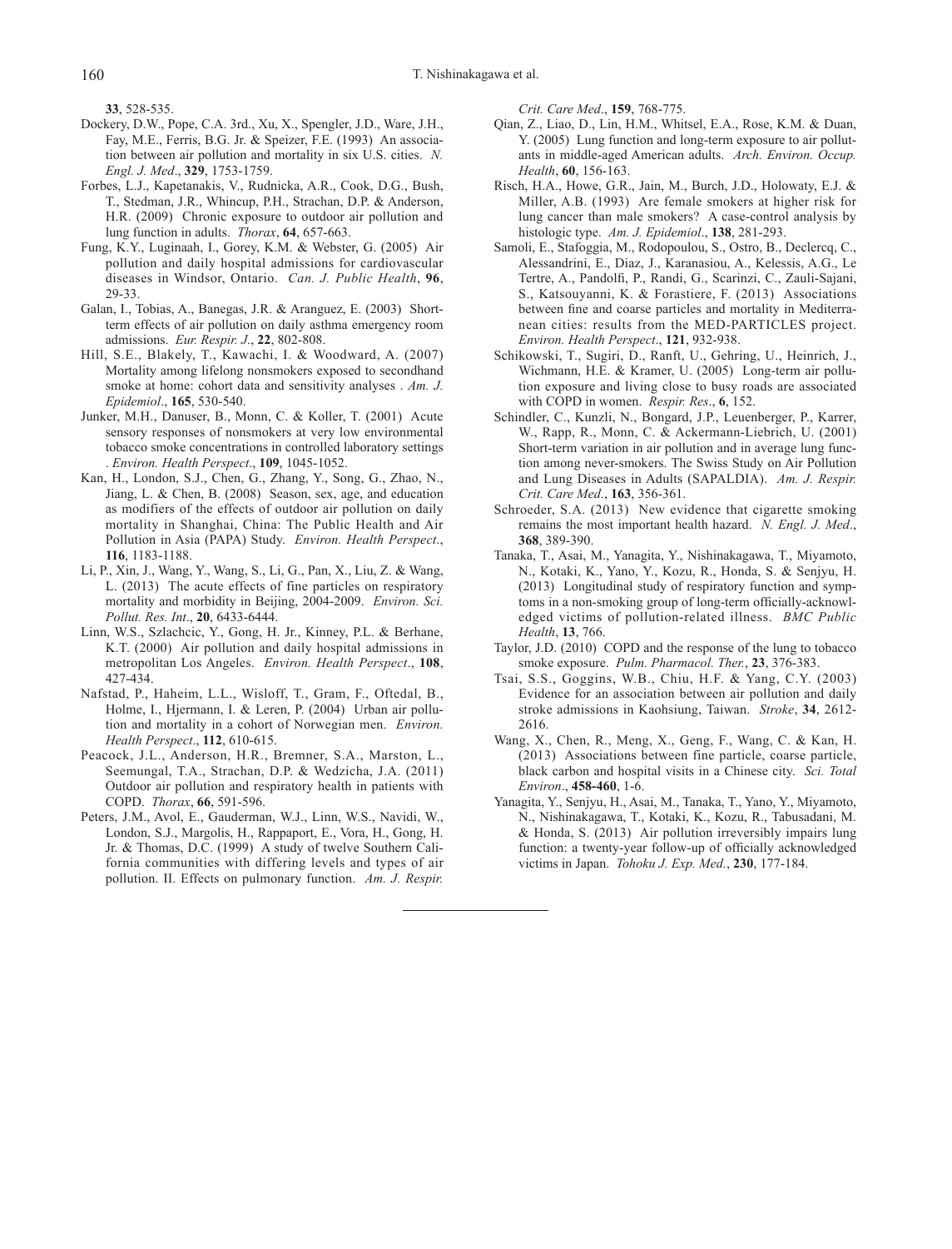**33**, 528-535.

Dockery, D.W., Pope, C.A. 3rd., Xu, X., Spengler, J.D., Ware, J.H., Fay, M.E., Ferris, B.G. Jr. & Speizer, F.E. (1993) An association between air pollution and mortality in six U.S. cities. *N. Engl. J. Med*., **329**, 1753-1759.

Forbes, L.J., Kapetanakis, V., Rudnicka, A.R., Cook, D.G., Bush, T., Stedman, J.R., Whincup, P.H., Strachan, D.P. & Anderson, H.R. (2009) Chronic exposure to outdoor air pollution and lung function in adults. *Thorax*, **64**, 657-663.

Fung, K.Y., Luginaah, I., Gorey, K.M. & Webster, G. (2005) Air pollution and daily hospital admissions for cardiovascular diseases in Windsor, Ontario. *Can. J. Public Health*, **96**, 29-33.

Galan, I., Tobias, A., Banegas, J.R. & Aranguez, E. (2003) Short-term effects of air pollution on daily asthma emergency room admissions. *Eur. Respir. J*., **22**, 802-808.

Hill, S.E., Blakely, T., Kawachi, I. & Woodward, A. (2007) Mortality among lifelong nonsmokers exposed to secondhand smoke at home: cohort data and sensitivity analyses . *Am. J. Epidemiol*., **165**, 530-540.

Junker, M.H., Danuser, B., Monn, C. & Koller, T. (2001) Acute sensory responses of nonsmokers at very low environmental tobacco smoke concentrations in controlled laboratory settings . *Environ. Health Perspect*., **109**, 1045-1052.

Kan, H., London, S.J., Chen, G., Zhang, Y., Song, G., Zhao, N., Jiang, L. & Chen, B. (2008) Season, sex, age, and education as modifiers of the effects of outdoor air pollution on daily mortality in Shanghai, China: The Public Health and Air Pollution in Asia (PAPA) Study. *Environ. Health Perspect*., **116**, 1183-1188.

Li, P., Xin, J., Wang, Y., Wang, S., Li, G., Pan, X., Liu, Z. & Wang, L. (2013) The acute effects of fine particles on respiratory mortality and morbidity in Beijing, 2004-2009. *Environ. Sci. Pollut. Res. Int*., **20**, 6433-6444.

Linn, W.S., Szlachcic, Y., Gong, H. Jr., Kinney, P.L. & Berhane, K.T. (2000) Air pollution and daily hospital admissions in metropolitan Los Angeles. *Environ. Health Perspect*., **108**, 427-434.

Nafstad, P., Haheim, L.L., Wisloff, T., Gram, F., Oftedal, B., Holme, I., Hjermann, I. & Leren, P. (2004) Urban air pollution and mortality in a cohort of Norwegian men. *Environ. Health Perspect*., **112**, 610-615.

Peacock, J.L., Anderson, H.R., Bremner, S.A., Marston, L., Seemungal, T.A., Strachan, D.P. & Wedzicha, J.A. (2011) Outdoor air pollution and respiratory health in patients with COPD. *Thorax*, **66**, 591-596.

Peters, J.M., Avol, E., Gauderman, W.J., Linn, W.S., Navidi, W., London, S.J., Margolis, H., Rappaport, E., Vora, H., Gong, H. Jr. & Thomas, D.C. (1999) A study of twelve Southern California communities with differing levels and types of air pollution. II. Effects on pulmonary function. *Am. J. Respir. Crit. Care Med*., **159**, 768-775.

Qian, Z., Liao, D., Lin, H.M., Whitsel, E.A., Rose, K.M. & Duan, Y. (2005) Lung function and long-term exposure to air pollutants in middle-aged American adults. *Arch. Environ. Occup. Health*, **60**, 156-163.

Risch, H.A., Howe, G.R., Jain, M., Burch, J.D., Holowaty, E.J. & Miller, A.B. (1993) Are female smokers at higher risk for lung cancer than male smokers? A case-control analysis by histologic type. *Am. J. Epidemiol*., **138**, 281-293.

Samoli, E., Stafoggia, M., Rodopoulou, S., Ostro, B., Declercq, C., Alessandrini, E., Diaz, J., Karanasiou, A., Kelessis, A.G., Le Tertre, A., Pandolfi, P., Randi, G., Scarinzi, C., Zauli-Sajani, S., Katsouyanni, K. & Forastiere, F. (2013) Associations between fine and coarse particles and mortality in Mediterranean cities: results from the MED-PARTICLES project. *Environ. Health Perspect*., **121**, 932-938.

Schikowski, T., Sugiri, D., Ranft, U., Gehring, U., Heinrich, J., Wichmann, H.E. & Kramer, U. (2005) Long-term air pollution exposure and living close to busy roads are associated with COPD in women. *Respir. Res*., **6**, 152.

Schindler, C., Kunzli, N., Bongard, J.P., Leuenberger, P., Karrer, W., Rapp, R., Monn, C. & Ackermann-Liebrich, U. (2001) Short-term variation in air pollution and in average lung function among never-smokers. The Swiss Study on Air Pollution and Lung Diseases in Adults (SAPALDIA). *Am. J. Respir. Crit. Care Med*., **163**, 356-361.

Schroeder, S.A. (2013) New evidence that cigarette smoking remains the most important health hazard. *N. Engl. J. Med*., **368**, 389-390.

Tanaka, T., Asai, M., Yanagita, Y., Nishinakagawa, T., Miyamoto, N., Kotaki, K., Yano, Y., Kozu, R., Honda, S. & Senjyu, H. (2013) Longitudinal study of respiratory function and symptoms in a non-smoking group of long-term officially-acknowledged victims of pollution-related illness. *BMC Public Health*, **13**, 766.

Taylor, J.D. (2010) COPD and the response of the lung to tobacco smoke exposure. *Pulm. Pharmacol. Ther.*, **23**, 376-383.

Tsai, S.S., Goggins, W.B., Chiu, H.F. & Yang, C.Y. (2003) Evidence for an association between air pollution and daily stroke admissions in Kaohsiung, Taiwan. *Stroke*, **34**, 2612-2616.

Wang, X., Chen, R., Meng, X., Geng, F., Wang, C. & Kan, H. (2013) Associations between fine particle, coarse particle, black carbon and hospital visits in a Chinese city. *Sci. Total Environ*., **458-460**, 1-6.

Yanagita, Y., Senjyu, H., Asai, M., Tanaka, T., Yano, Y., Miyamoto, N., Nishinakagawa, T., Kotaki, K., Kozu, R., Tabusadani, M. & Honda, S. (2013) Air pollution irreversibly impairs lung function: a twenty-year follow-up of officially acknowledged victims in Japan. *Tohoku J. Exp. Med.*, **230**, 177-184.